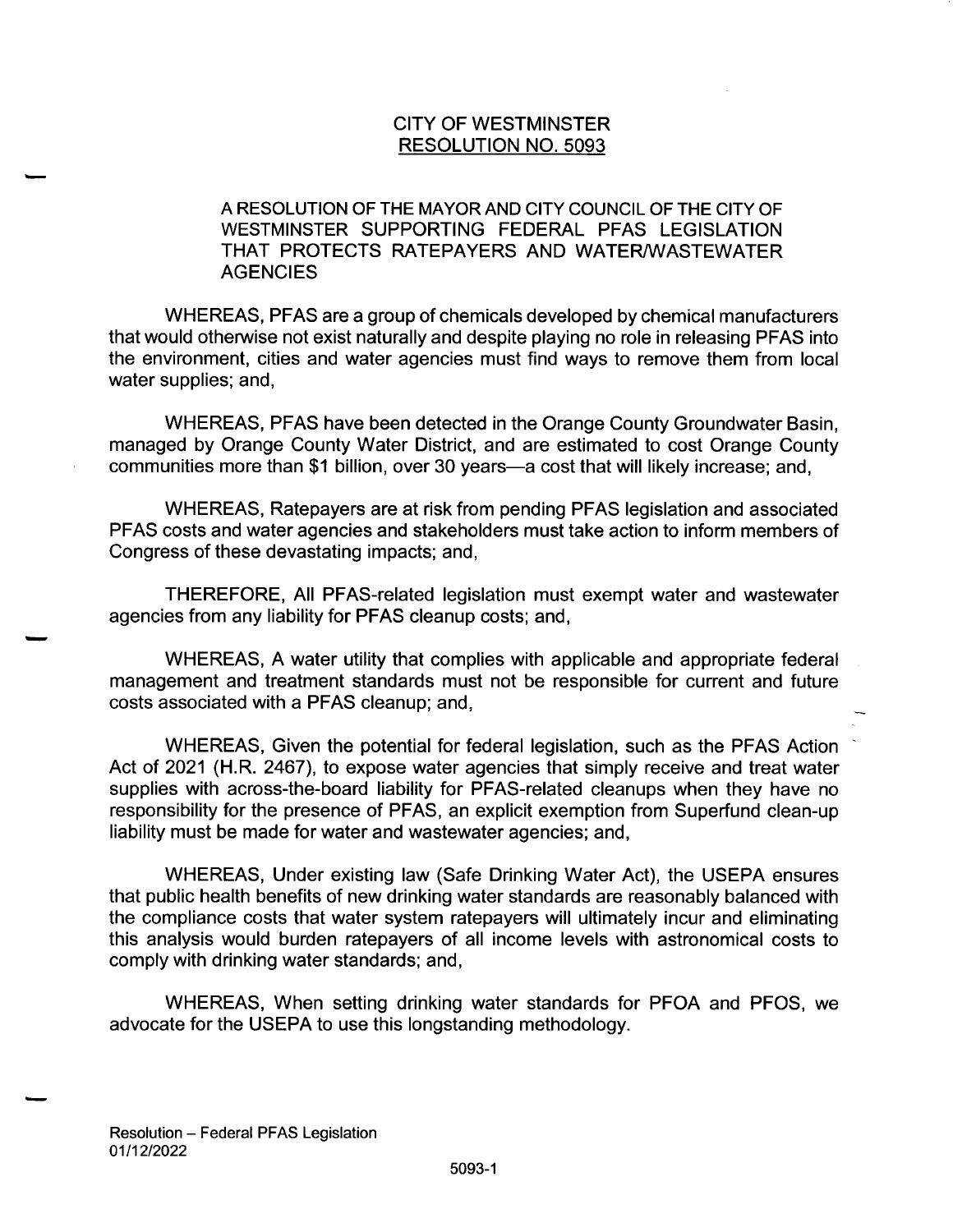# CITY OF WESTMINSTER
## RESOLUTION NO. 5093

A RESOLUTION OF THE MAYOR AND CITY COUNCIL OF THE CITY OF WESTMINSTER SUPPORTING FEDERAL PFAS LEGISLATION THAT PROTECTS RATEPAYERS AND WATER/WASTEWATER AGENCIES

WHEREAS, PFAS are a group of chemicals developed by chemical manufacturers that would otherwise not exist naturally and despite playing no role in releasing PFAS into the environment, cities and water agencies must find ways to remove them from local water supplies; and,

WHEREAS, PFAS have been detected in the Orange County Groundwater Basin, managed by Orange County Water District, and are estimated to cost Orange County communities more than $1 billion, over 30 years—a cost that will likely increase; and,

WHEREAS, Ratepayers are at risk from pending PFAS legislation and associated PFAS costs and water agencies and stakeholders must take action to inform members of Congress of these devastating impacts; and,

THEREFORE, All PFAS-related legislation must exempt water and wastewater agencies from any liability for PFAS cleanup costs; and,

WHEREAS, A water utility that complies with applicable and appropriate federal management and treatment standards must not be responsible for current and future costs associated with a PFAS cleanup; and,

WHEREAS, Given the potential for federal legislation, such as the PFAS Action Act of 2021 (H.R. 2467), to expose water agencies that simply receive and treat water supplies with across-the-board liability for PFAS-related cleanups when they have no responsibility for the presence of PFAS, an explicit exemption from Superfund clean-up liability must be made for water and wastewater agencies; and,

WHEREAS, Under existing law (Safe Drinking Water Act), the USEPA ensures that public health benefits of new drinking water standards are reasonably balanced with the compliance costs that water system ratepayers will ultimately incur and eliminating this analysis would burden ratepayers of all income levels with astronomical costs to comply with drinking water standards; and,

WHEREAS, When setting drinking water standards for PFOA and PFOS, we advocate for the USEPA to use this longstanding methodology.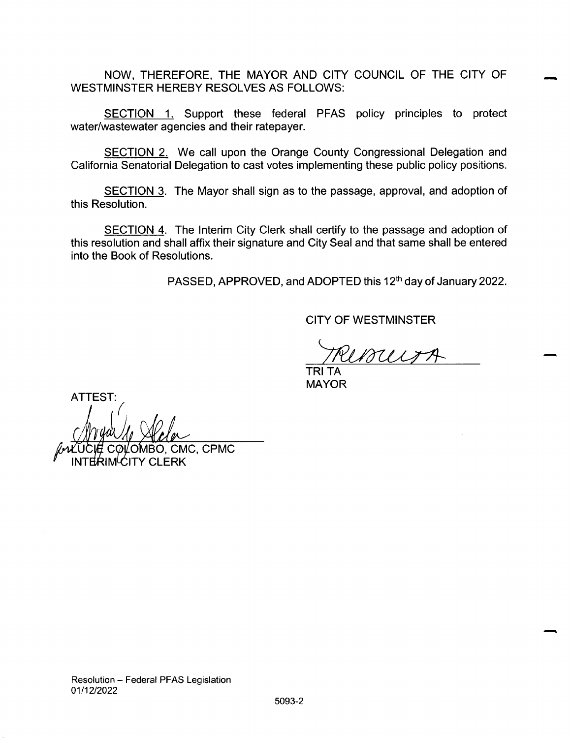NOW, THEREFORE, THE MAYOR AND CITY COUNCIL OF THE CITY OF WESTMINSTER HEREBY RESOLVES AS FOLLOWS:

SECTION 1. Support these federal PFAS policy principles to protect water/wastewater agencies and their ratepayer.

SECTION 2. We call upon the Orange County Congressional Delegation and California Senatorial Delegation to cast votes implementing these public policy positions.

SECTION 3. The Mayor shall sign as to the passage, approval, and adoption of this Resolution.

SECTION 4. The Interim City Clerk shall certify to the passage and adoption of this resolution and shall affix their signature and City Seal and that same shall be entered into the Book of Resolutions.

PASSED, APPROVED, and ADOPTED this 12th day of January 2022.

CITY OF WESTMINSTER

TRI TA
MAYOR

ATTEST:

for LUCIE COLOMBO, CMC, CPMC
INTERIM CITY CLERK

Resolution – Federal PFAS Legislation
01/12/2022

5093-2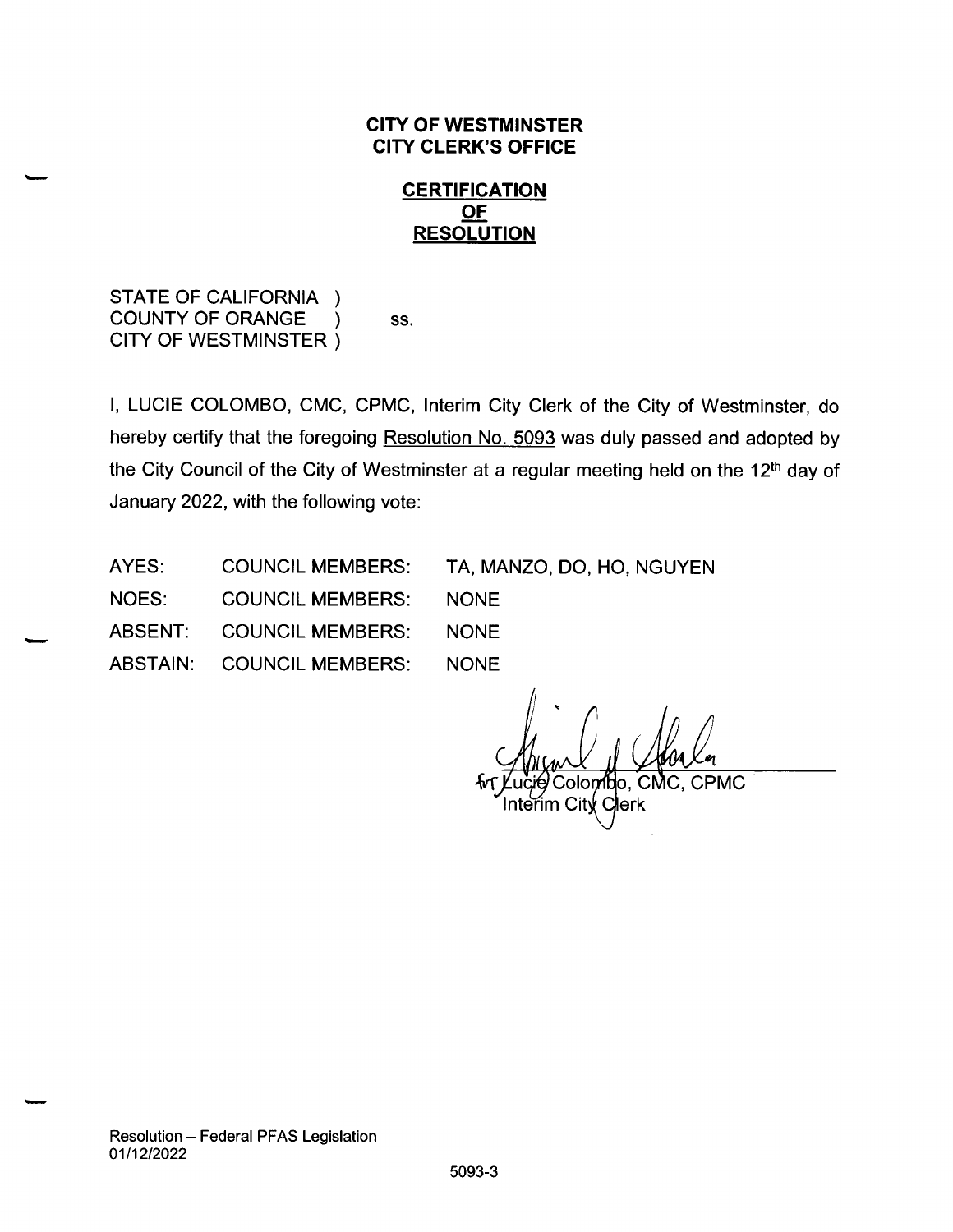**CITY OF WESTMINSTER**
**CITY CLERK'S OFFICE**

**CERTIFICATION OF RESOLUTION**

STATE OF CALIFORNIA )
COUNTY OF ORANGE ) ss.
CITY OF WESTMINSTER )

I, LUCIE COLOMBO, CMC, CPMC, Interim City Clerk of the City of Westminster, do hereby certify that the foregoing Resolution No. 5093 was duly passed and adopted by the City Council of the City of Westminster at a regular meeting held on the 12th day of January 2022, with the following vote:

| | | |
|---|---|---|
| AYES: | COUNCIL MEMBERS: | TA, MANZO, DO, HO, NGUYEN |
| NOES: | COUNCIL MEMBERS: | NONE |
| ABSENT: | COUNCIL MEMBERS: | NONE |
| ABSTAIN: | COUNCIL MEMBERS: | NONE |

for Lucie Colombo, CMC, CPMC
Interim City Clerk

Resolution – Federal PFAS Legislation
01/12/2022